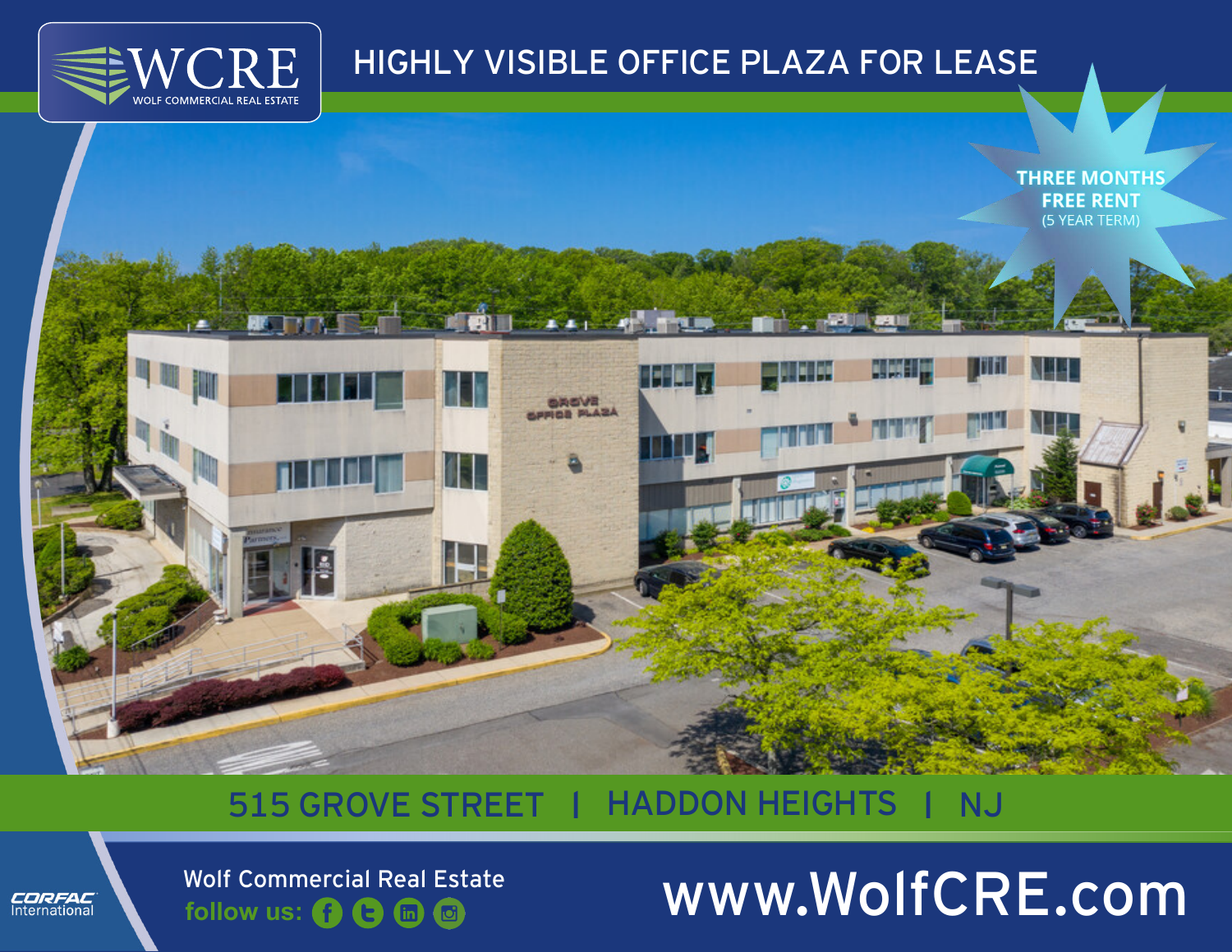WCRE
WOLF COMMERCIAL REAL ESTATE

# HIGHLY VISIBLE OFFICE PLAZA FOR LEASE

**THREE MONTHS FREE RENT**
(5 YEAR TERM)

## 515 GROVE STREET | HADDON HEIGHTS | NJ

CORFAC International

Wolf Commercial Real Estate
follow us:

www.WolfCRE.com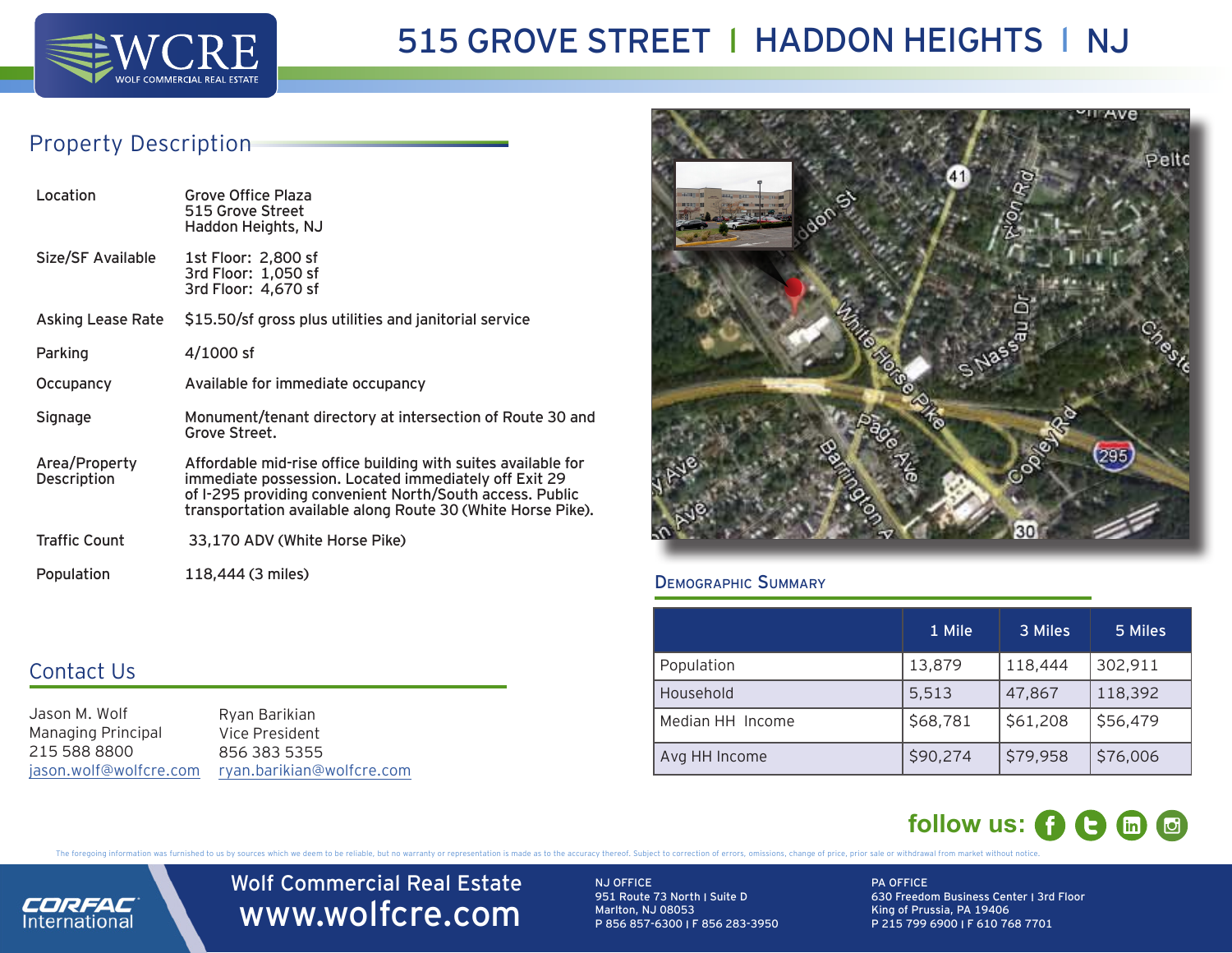# 515 GROVE STREET | HADDON HEIGHTS | NJ

## Property Description

| | |
|---|---|
| Location | Grove Office Plaza<br>515 Grove Street<br>Haddon Heights, NJ |
| Size/SF Available | 1st Floor: 2,800 sf<br>3rd Floor: 1,050 sf<br>3rd Floor: 4,670 sf |
| Asking Lease Rate | $15.50/sf gross plus utilities and janitorial service |
| Parking | 4/1000 sf |
| Occupancy | Available for immediate occupancy |
| Signage | Monument/tenant directory at intersection of Route 30 and Grove Street. |
| Area/Property Description | Affordable mid-rise office building with suites available for immediate possession. Located immediately off Exit 29 of I-295 providing convenient North/South access. Public transportation available along Route 30 (White Horse Pike). |
| Traffic Count | 33,170 ADV (White Horse Pike) |
| Population | 118,444 (3 miles) |

## Demographic Summary

| | 1 Mile | 3 Miles | 5 Miles |
|---|---|---|---|
| Population | 13,879 | 118,444 | 302,911 |
| Household | 5,513 | 47,867 | 118,392 |
| Median HH Income | $68,781 | $61,208 | $56,479 |
| Avg HH Income | $90,274 | $79,958 | $76,006 |

## Contact Us

Jason M. Wolf
Managing Principal
215 588 8800
jason.wolf@wolfcre.com

Ryan Barikian
Vice President
856 383 5355
ryan.barikian@wolfcre.com

follow us:

The foregoing information was furnished to us by sources which we deem to be reliable, but no warranty or representation is made as to the accuracy thereof. Subject to correction of errors, omissions, change of price, prior sale or withdrawal from market without notice.

CORFAC International

Wolf Commercial Real Estate
www.wolfcre.com

NJ OFFICE
951 Route 73 North | Suite D
Marlton, NJ 08053
P 856 857-6300 | F 856 283-3950

PA OFFICE
630 Freedom Business Center | 3rd Floor
King of Prussia, PA 19406
P 215 799 6900 | F 610 768 7701